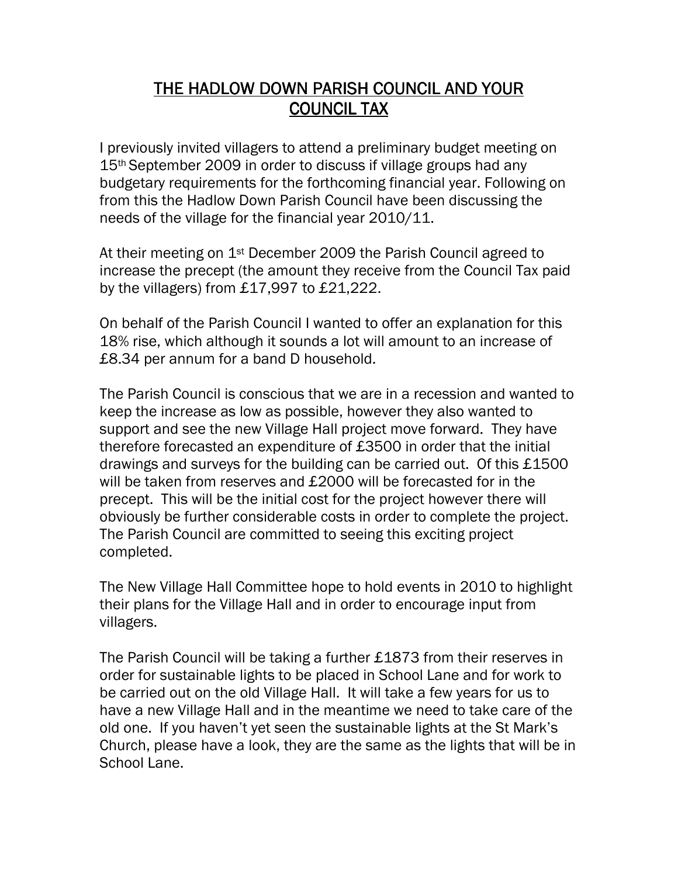# THE HADLOW DOWN PARISH COUNCIL AND YOUR COUNCIL TAX

I previously invited villagers to attend a preliminary budget meeting on 15th September 2009 in order to discuss if village groups had any budgetary requirements for the forthcoming financial year. Following on from this the Hadlow Down Parish Council have been discussing the needs of the village for the financial year 2010/11.

At their meeting on 1st December 2009 the Parish Council agreed to increase the precept (the amount they receive from the Council Tax paid by the villagers) from £17,997 to £21,222.

On behalf of the Parish Council I wanted to offer an explanation for this 18% rise, which although it sounds a lot will amount to an increase of £8.34 per annum for a band D household.

The Parish Council is conscious that we are in a recession and wanted to keep the increase as low as possible, however they also wanted to support and see the new Village Hall project move forward. They have therefore forecasted an expenditure of £3500 in order that the initial drawings and surveys for the building can be carried out. Of this £1500 will be taken from reserves and £2000 will be forecasted for in the precept. This will be the initial cost for the project however there will obviously be further considerable costs in order to complete the project. The Parish Council are committed to seeing this exciting project completed.

The New Village Hall Committee hope to hold events in 2010 to highlight their plans for the Village Hall and in order to encourage input from villagers.

The Parish Council will be taking a further £1873 from their reserves in order for sustainable lights to be placed in School Lane and for work to be carried out on the old Village Hall. It will take a few years for us to have a new Village Hall and in the meantime we need to take care of the old one. If you haven't yet seen the sustainable lights at the St Mark's Church, please have a look, they are the same as the lights that will be in School Lane.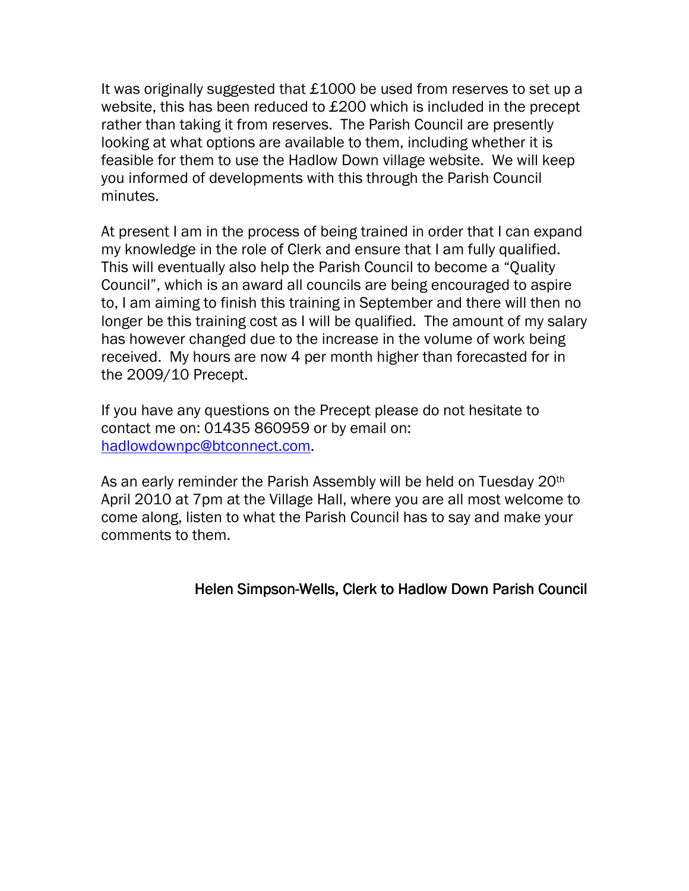It was originally suggested that £1000 be used from reserves to set up a website, this has been reduced to £200 which is included in the precept rather than taking it from reserves. The Parish Council are presently looking at what options are available to them, including whether it is feasible for them to use the Hadlow Down village website. We will keep you informed of developments with this through the Parish Council minutes.

At present I am in the process of being trained in order that I can expand my knowledge in the role of Clerk and ensure that I am fully qualified. This will eventually also help the Parish Council to become a "Quality Council", which is an award all councils are being encouraged to aspire to, I am aiming to finish this training in September and there will then no longer be this training cost as I will be qualified. The amount of my salary has however changed due to the increase in the volume of work being received. My hours are now 4 per month higher than forecasted for in the 2009/10 Precept.

If you have any questions on the Precept please do not hesitate to contact me on: 01435 860959 or by email on: hadlowdownpc@btconnect.com.

As an early reminder the Parish Assembly will be held on Tuesday 20th April 2010 at 7pm at the Village Hall, where you are all most welcome to come along, listen to what the Parish Council has to say and make your comments to them.

Helen Simpson-Wells, Clerk to Hadlow Down Parish Council